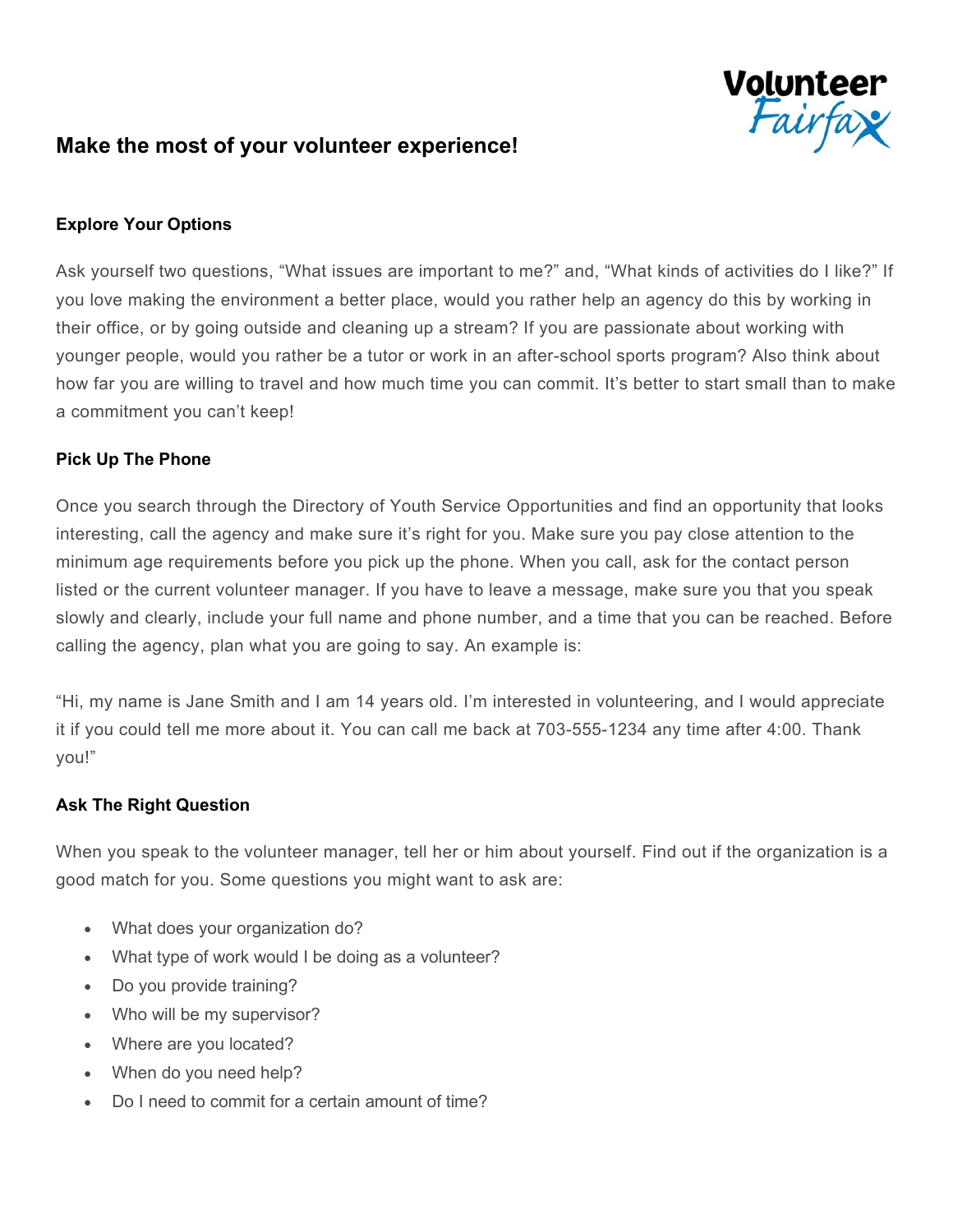# Make the most of your volunteer experience!

## Explore Your Options

Ask yourself two questions, "What issues are important to me?" and, "What kinds of activities do I like?" If you love making the environment a better place, would you rather help an agency do this by working in their office, or by going outside and cleaning up a stream? If you are passionate about working with younger people, would you rather be a tutor or work in an after-school sports program? Also think about how far you are willing to travel and how much time you can commit. It's better to start small than to make a commitment you can't keep!

## Pick Up The Phone

Once you search through the Directory of Youth Service Opportunities and find an opportunity that looks interesting, call the agency and make sure it's right for you. Make sure you pay close attention to the minimum age requirements before you pick up the phone. When you call, ask for the contact person listed or the current volunteer manager. If you have to leave a message, make sure you that you speak slowly and clearly, include your full name and phone number, and a time that you can be reached. Before calling the agency, plan what you are going to say. An example is:

"Hi, my name is Jane Smith and I am 14 years old. I'm interested in volunteering, and I would appreciate it if you could tell me more about it. You can call me back at 703-555-1234 any time after 4:00. Thank you!"

## Ask The Right Question

When you speak to the volunteer manager, tell her or him about yourself. Find out if the organization is a good match for you. Some questions you might want to ask are:

- What does your organization do?
- What type of work would I be doing as a volunteer?
- Do you provide training?
- Who will be my supervisor?
- Where are you located?
- When do you need help?
- Do I need to commit for a certain amount of time?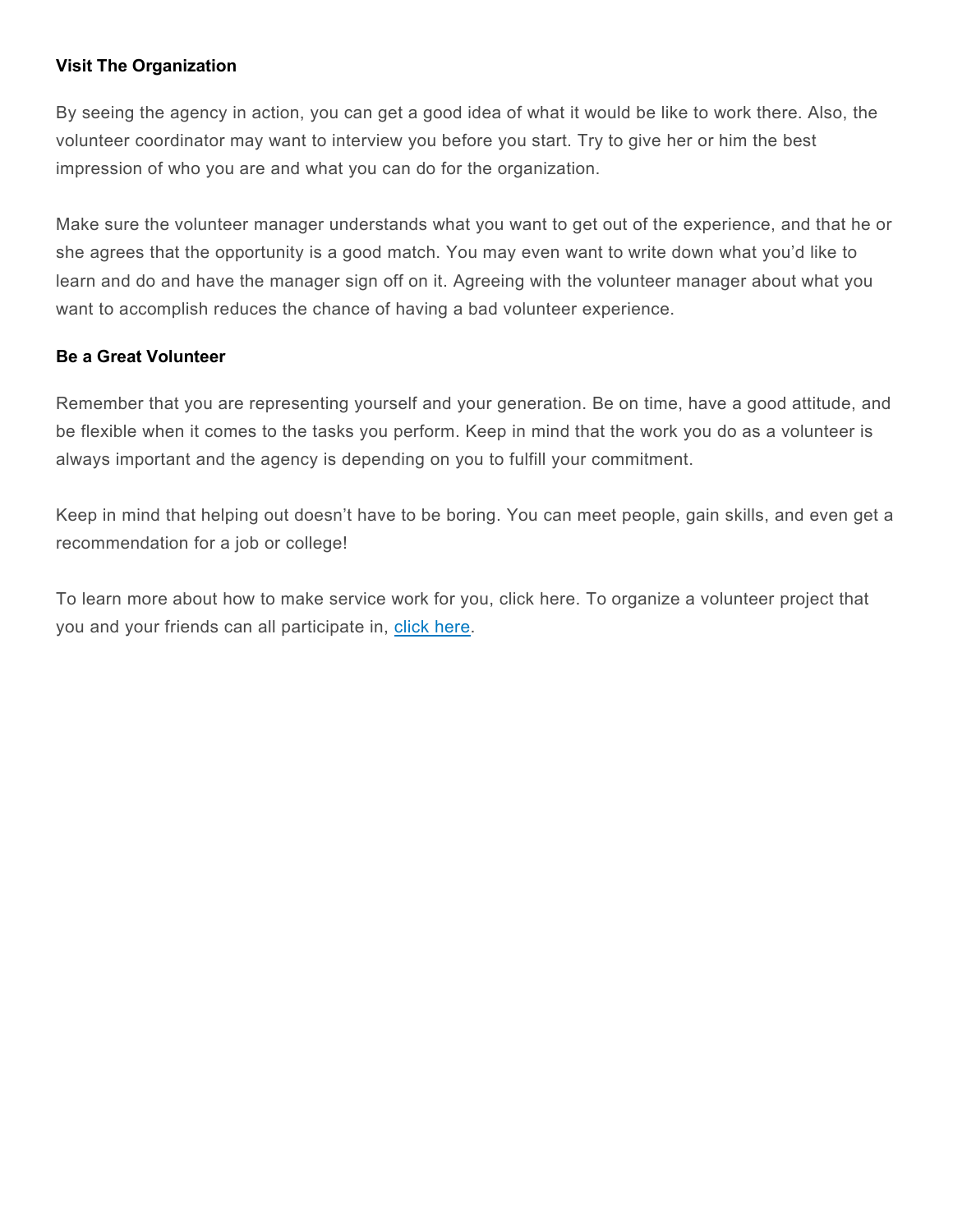**Visit The Organization**

By seeing the agency in action, you can get a good idea of what it would be like to work there. Also, the volunteer coordinator may want to interview you before you start. Try to give her or him the best impression of who you are and what you can do for the organization.

Make sure the volunteer manager understands what you want to get out of the experience, and that he or she agrees that the opportunity is a good match. You may even want to write down what you'd like to learn and do and have the manager sign off on it. Agreeing with the volunteer manager about what you want to accomplish reduces the chance of having a bad volunteer experience.

**Be a Great Volunteer**

Remember that you are representing yourself and your generation. Be on time, have a good attitude, and be flexible when it comes to the tasks you perform. Keep in mind that the work you do as a volunteer is always important and the agency is depending on you to fulfill your commitment.

Keep in mind that helping out doesn't have to be boring. You can meet people, gain skills, and even get a recommendation for a job or college!

To learn more about how to make service work for you, click here. To organize a volunteer project that you and your friends can all participate in, click here.